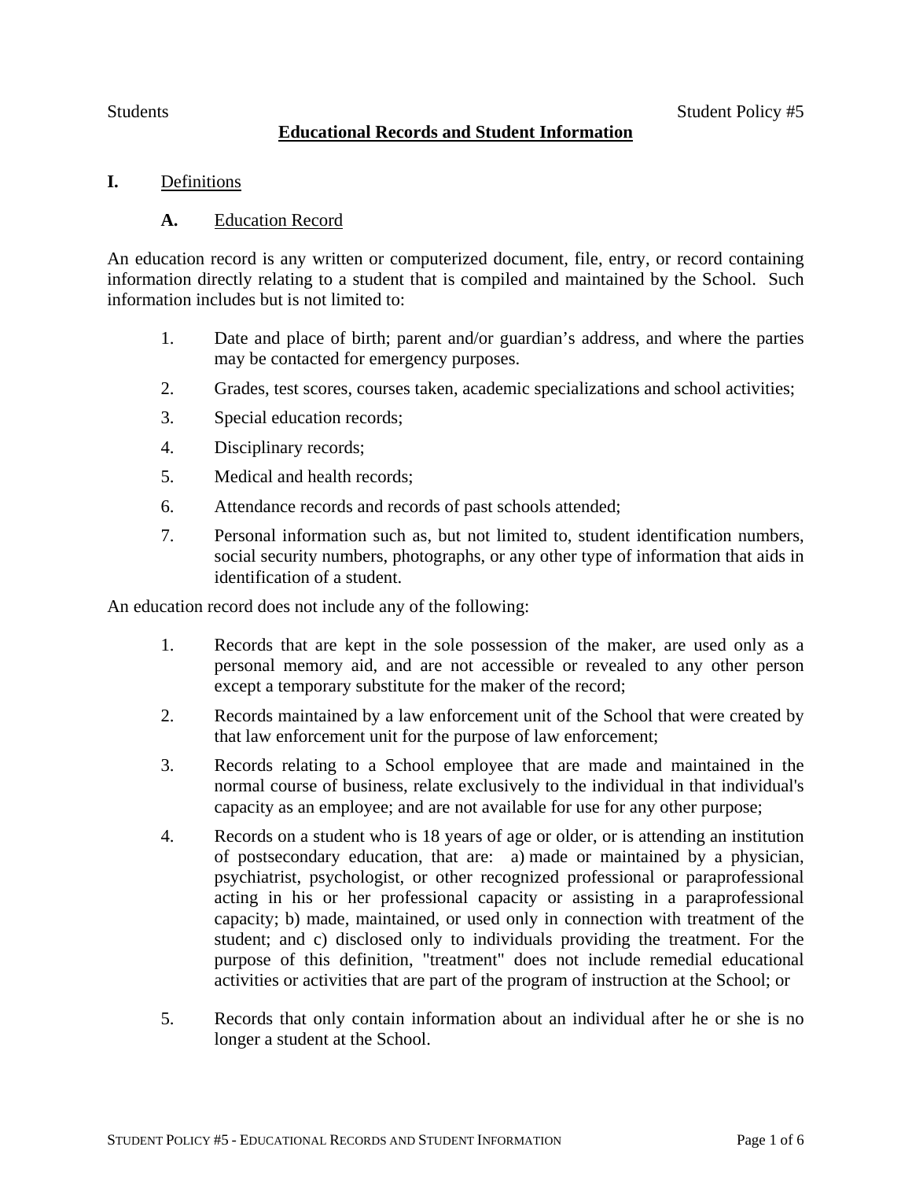Students Student Policy #5

# Educational Records and Student Information

## I. Definitions

### A. Education Record

An education record is any written or computerized document, file, entry, or record containing information directly relating to a student that is compiled and maintained by the School. Such information includes but is not limited to:

1. Date and place of birth; parent and/or guardian's address, and where the parties may be contacted for emergency purposes.
2. Grades, test scores, courses taken, academic specializations and school activities;
3. Special education records;
4. Disciplinary records;
5. Medical and health records;
6. Attendance records and records of past schools attended;
7. Personal information such as, but not limited to, student identification numbers, social security numbers, photographs, or any other type of information that aids in identification of a student.

An education record does not include any of the following:

1. Records that are kept in the sole possession of the maker, are used only as a personal memory aid, and are not accessible or revealed to any other person except a temporary substitute for the maker of the record;
2. Records maintained by a law enforcement unit of the School that were created by that law enforcement unit for the purpose of law enforcement;
3. Records relating to a School employee that are made and maintained in the normal course of business, relate exclusively to the individual in that individual's capacity as an employee; and are not available for use for any other purpose;
4. Records on a student who is 18 years of age or older, or is attending an institution of postsecondary education, that are: a) made or maintained by a physician, psychiatrist, psychologist, or other recognized professional or paraprofessional acting in his or her professional capacity or assisting in a paraprofessional capacity; b) made, maintained, or used only in connection with treatment of the student; and c) disclosed only to individuals providing the treatment. For the purpose of this definition, "treatment" does not include remedial educational activities or activities that are part of the program of instruction at the School; or
5. Records that only contain information about an individual after he or she is no longer a student at the School.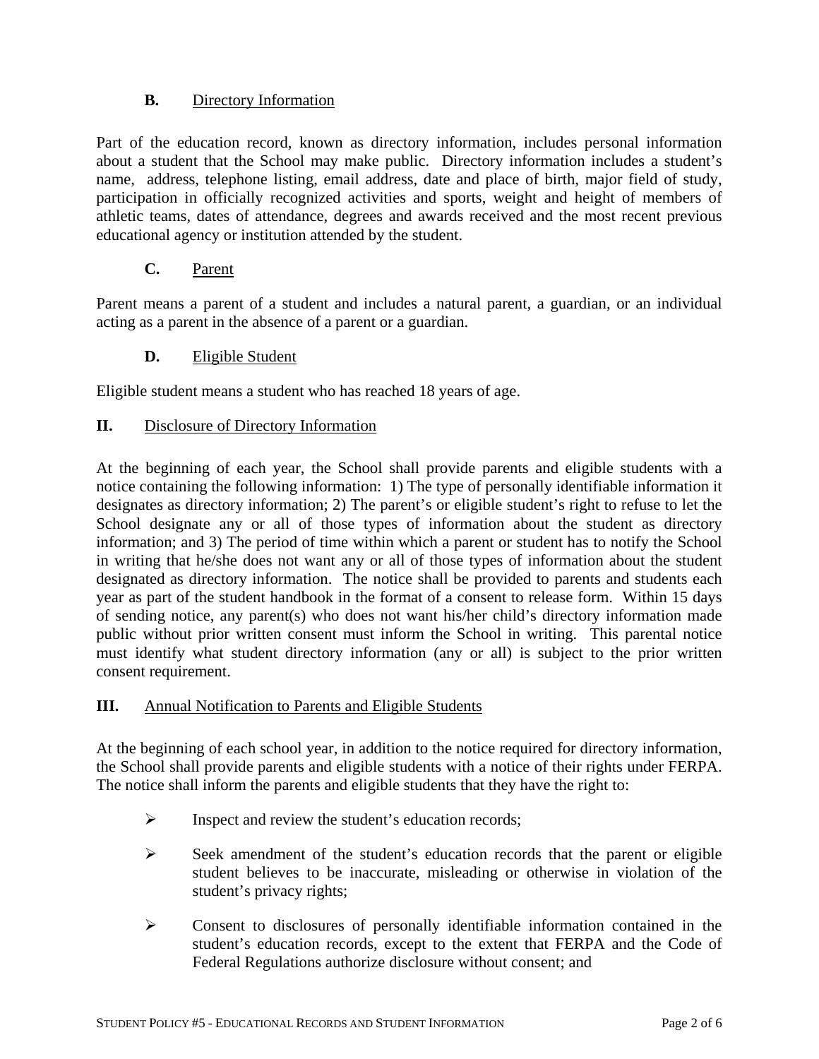### B. Directory Information

Part of the education record, known as directory information, includes personal information about a student that the School may make public. Directory information includes a student's name, address, telephone listing, email address, date and place of birth, major field of study, participation in officially recognized activities and sports, weight and height of members of athletic teams, dates of attendance, degrees and awards received and the most recent previous educational agency or institution attended by the student.

### C. Parent

Parent means a parent of a student and includes a natural parent, a guardian, or an individual acting as a parent in the absence of a parent or a guardian.

### D. Eligible Student

Eligible student means a student who has reached 18 years of age.

## II. Disclosure of Directory Information

At the beginning of each year, the School shall provide parents and eligible students with a notice containing the following information: 1) The type of personally identifiable information it designates as directory information; 2) The parent's or eligible student's right to refuse to let the School designate any or all of those types of information about the student as directory information; and 3) The period of time within which a parent or student has to notify the School in writing that he/she does not want any or all of those types of information about the student designated as directory information. The notice shall be provided to parents and students each year as part of the student handbook in the format of a consent to release form. Within 15 days of sending notice, any parent(s) who does not want his/her child's directory information made public without prior written consent must inform the School in writing. This parental notice must identify what student directory information (any or all) is subject to the prior written consent requirement.

## III. Annual Notification to Parents and Eligible Students

At the beginning of each school year, in addition to the notice required for directory information, the School shall provide parents and eligible students with a notice of their rights under FERPA. The notice shall inform the parents and eligible students that they have the right to:

- Inspect and review the student's education records;
- Seek amendment of the student's education records that the parent or eligible student believes to be inaccurate, misleading or otherwise in violation of the student's privacy rights;
- Consent to disclosures of personally identifiable information contained in the student's education records, except to the extent that FERPA and the Code of Federal Regulations authorize disclosure without consent; and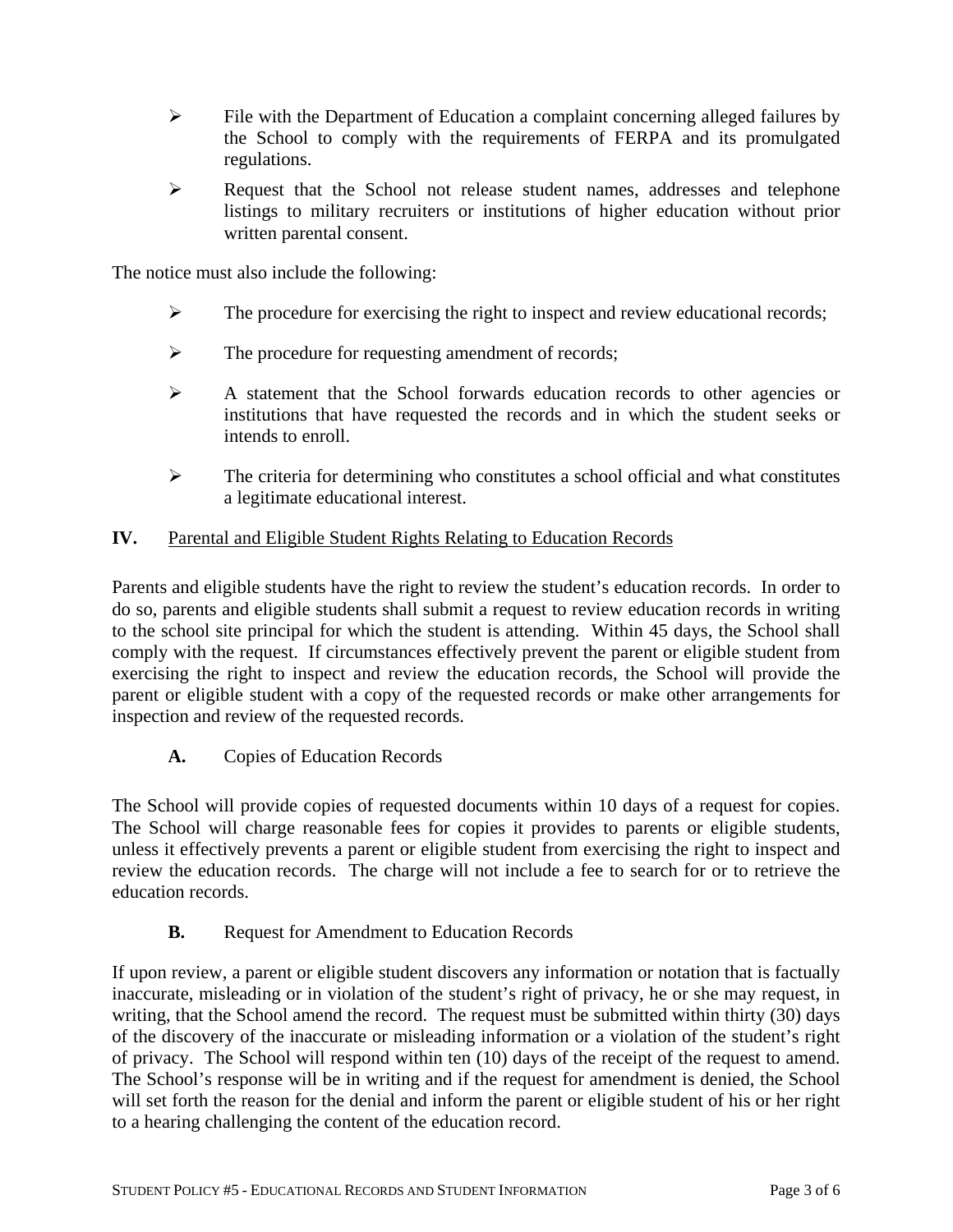- File with the Department of Education a complaint concerning alleged failures by the School to comply with the requirements of FERPA and its promulgated regulations.
- Request that the School not release student names, addresses and telephone listings to military recruiters or institutions of higher education without prior written parental consent.

The notice must also include the following:

- The procedure for exercising the right to inspect and review educational records;
- The procedure for requesting amendment of records;
- A statement that the School forwards education records to other agencies or institutions that have requested the records and in which the student seeks or intends to enroll.
- The criteria for determining who constitutes a school official and what constitutes a legitimate educational interest.

## IV. Parental and Eligible Student Rights Relating to Education Records

Parents and eligible students have the right to review the student's education records. In order to do so, parents and eligible students shall submit a request to review education records in writing to the school site principal for which the student is attending. Within 45 days, the School shall comply with the request. If circumstances effectively prevent the parent or eligible student from exercising the right to inspect and review the education records, the School will provide the parent or eligible student with a copy of the requested records or make other arrangements for inspection and review of the requested records.

### A. Copies of Education Records

The School will provide copies of requested documents within 10 days of a request for copies. The School will charge reasonable fees for copies it provides to parents or eligible students, unless it effectively prevents a parent or eligible student from exercising the right to inspect and review the education records. The charge will not include a fee to search for or to retrieve the education records.

### B. Request for Amendment to Education Records

If upon review, a parent or eligible student discovers any information or notation that is factually inaccurate, misleading or in violation of the student's right of privacy, he or she may request, in writing, that the School amend the record. The request must be submitted within thirty (30) days of the discovery of the inaccurate or misleading information or a violation of the student's right of privacy. The School will respond within ten (10) days of the receipt of the request to amend. The School's response will be in writing and if the request for amendment is denied, the School will set forth the reason for the denial and inform the parent or eligible student of his or her right to a hearing challenging the content of the education record.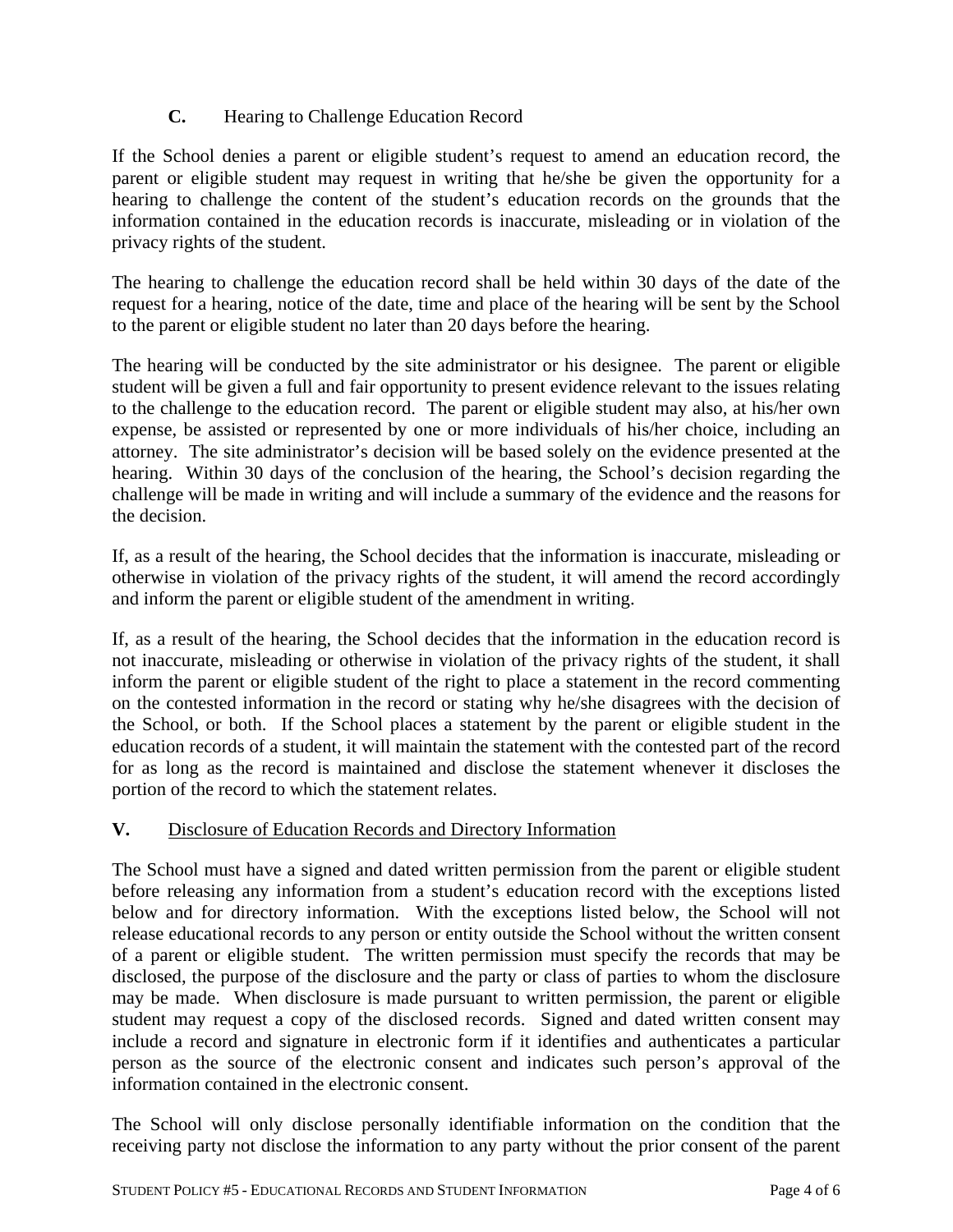### C. Hearing to Challenge Education Record

If the School denies a parent or eligible student's request to amend an education record, the parent or eligible student may request in writing that he/she be given the opportunity for a hearing to challenge the content of the student's education records on the grounds that the information contained in the education records is inaccurate, misleading or in violation of the privacy rights of the student.

The hearing to challenge the education record shall be held within 30 days of the date of the request for a hearing, notice of the date, time and place of the hearing will be sent by the School to the parent or eligible student no later than 20 days before the hearing.

The hearing will be conducted by the site administrator or his designee. The parent or eligible student will be given a full and fair opportunity to present evidence relevant to the issues relating to the challenge to the education record. The parent or eligible student may also, at his/her own expense, be assisted or represented by one or more individuals of his/her choice, including an attorney. The site administrator's decision will be based solely on the evidence presented at the hearing. Within 30 days of the conclusion of the hearing, the School's decision regarding the challenge will be made in writing and will include a summary of the evidence and the reasons for the decision.

If, as a result of the hearing, the School decides that the information is inaccurate, misleading or otherwise in violation of the privacy rights of the student, it will amend the record accordingly and inform the parent or eligible student of the amendment in writing.

If, as a result of the hearing, the School decides that the information in the education record is not inaccurate, misleading or otherwise in violation of the privacy rights of the student, it shall inform the parent or eligible student of the right to place a statement in the record commenting on the contested information in the record or stating why he/she disagrees with the decision of the School, or both. If the School places a statement by the parent or eligible student in the education records of a student, it will maintain the statement with the contested part of the record for as long as the record is maintained and disclose the statement whenever it discloses the portion of the record to which the statement relates.

## V. Disclosure of Education Records and Directory Information

The School must have a signed and dated written permission from the parent or eligible student before releasing any information from a student's education record with the exceptions listed below and for directory information. With the exceptions listed below, the School will not release educational records to any person or entity outside the School without the written consent of a parent or eligible student. The written permission must specify the records that may be disclosed, the purpose of the disclosure and the party or class of parties to whom the disclosure may be made. When disclosure is made pursuant to written permission, the parent or eligible student may request a copy of the disclosed records. Signed and dated written consent may include a record and signature in electronic form if it identifies and authenticates a particular person as the source of the electronic consent and indicates such person's approval of the information contained in the electronic consent.

The School will only disclose personally identifiable information on the condition that the receiving party not disclose the information to any party without the prior consent of the parent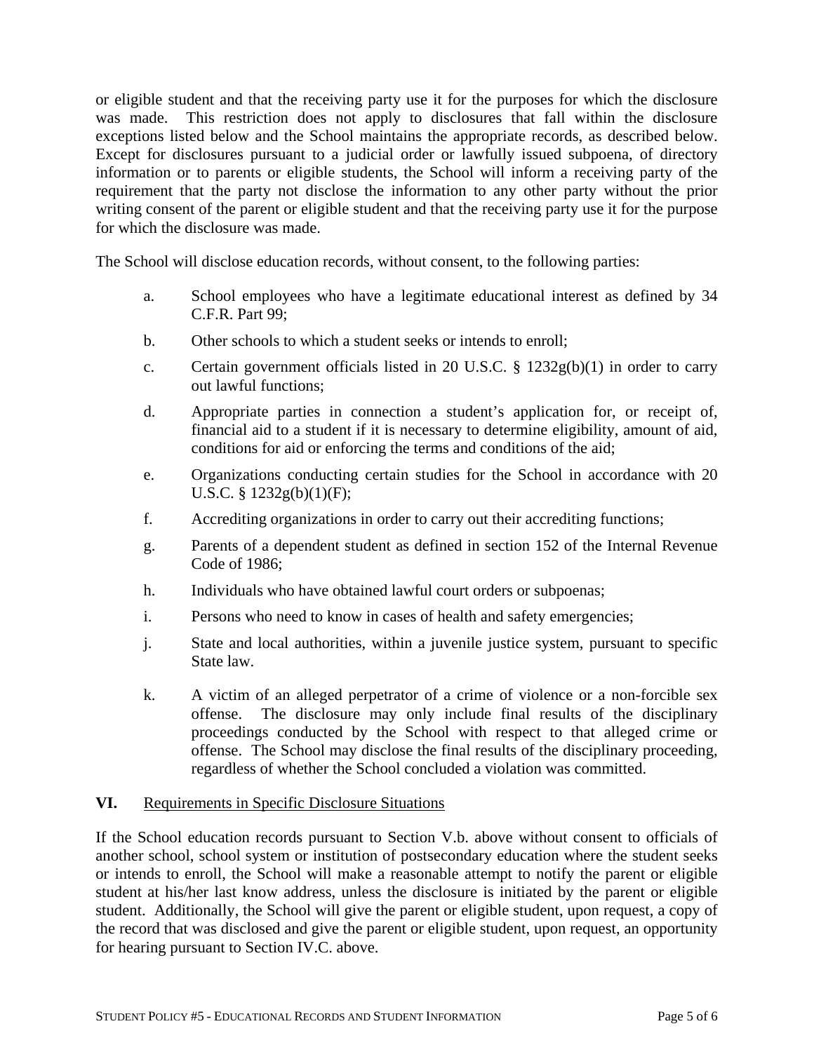or eligible student and that the receiving party use it for the purposes for which the disclosure was made. This restriction does not apply to disclosures that fall within the disclosure exceptions listed below and the School maintains the appropriate records, as described below. Except for disclosures pursuant to a judicial order or lawfully issued subpoena, of directory information or to parents or eligible students, the School will inform a receiving party of the requirement that the party not disclose the information to any other party without the prior writing consent of the parent or eligible student and that the receiving party use it for the purpose for which the disclosure was made.

The School will disclose education records, without consent, to the following parties:

a. School employees who have a legitimate educational interest as defined by 34 C.F.R. Part 99;

b. Other schools to which a student seeks or intends to enroll;

c. Certain government officials listed in 20 U.S.C. § 1232g(b)(1) in order to carry out lawful functions;

d. Appropriate parties in connection a student's application for, or receipt of, financial aid to a student if it is necessary to determine eligibility, amount of aid, conditions for aid or enforcing the terms and conditions of the aid;

e. Organizations conducting certain studies for the School in accordance with 20 U.S.C. § 1232g(b)(1)(F);

f. Accrediting organizations in order to carry out their accrediting functions;

g. Parents of a dependent student as defined in section 152 of the Internal Revenue Code of 1986;

h. Individuals who have obtained lawful court orders or subpoenas;

i. Persons who need to know in cases of health and safety emergencies;

j. State and local authorities, within a juvenile justice system, pursuant to specific State law.

k. A victim of an alleged perpetrator of a crime of violence or a non-forcible sex offense. The disclosure may only include final results of the disciplinary proceedings conducted by the School with respect to that alleged crime or offense. The School may disclose the final results of the disciplinary proceeding, regardless of whether the School concluded a violation was committed.

## VI. Requirements in Specific Disclosure Situations

If the School education records pursuant to Section V.b. above without consent to officials of another school, school system or institution of postsecondary education where the student seeks or intends to enroll, the School will make a reasonable attempt to notify the parent or eligible student at his/her last know address, unless the disclosure is initiated by the parent or eligible student. Additionally, the School will give the parent or eligible student, upon request, a copy of the record that was disclosed and give the parent or eligible student, upon request, an opportunity for hearing pursuant to Section IV.C. above.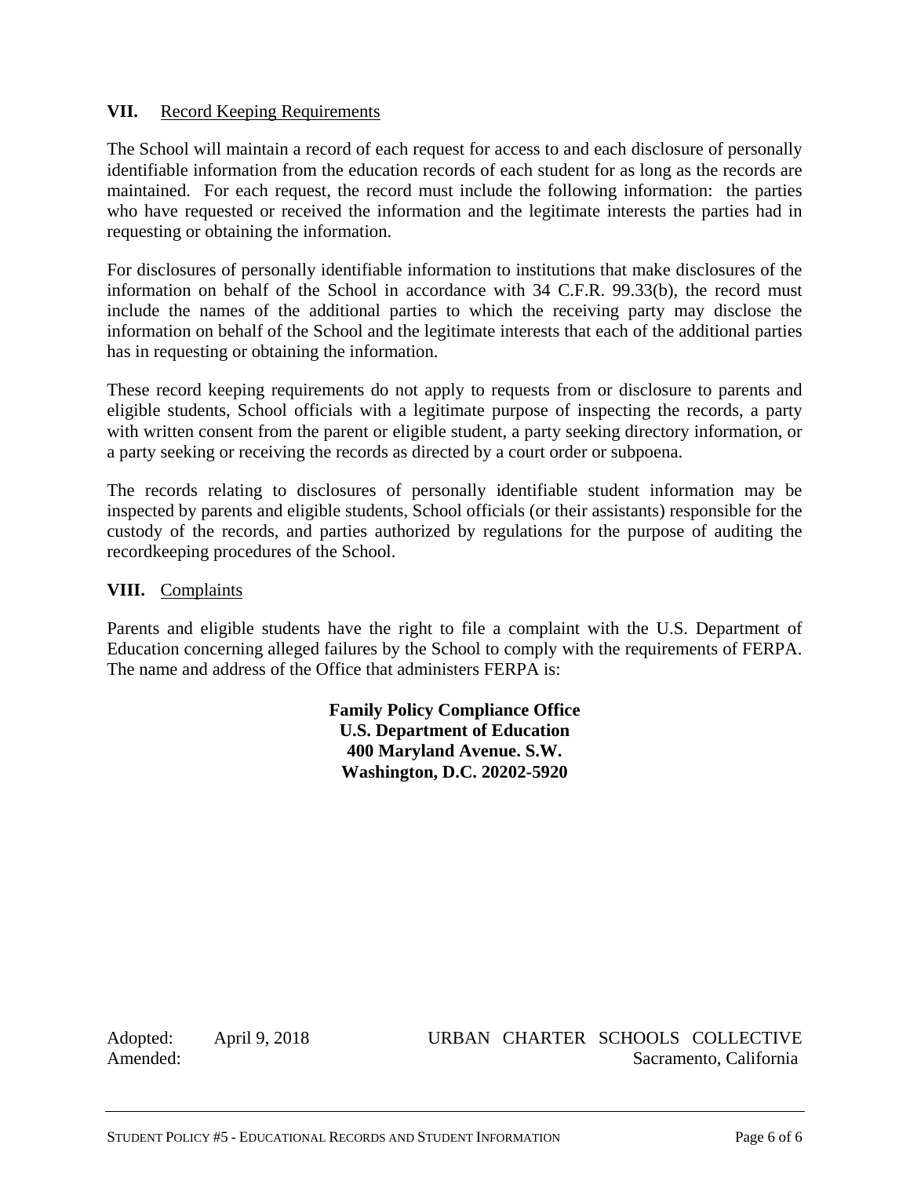## VII. Record Keeping Requirements

The School will maintain a record of each request for access to and each disclosure of personally identifiable information from the education records of each student for as long as the records are maintained. For each request, the record must include the following information: the parties who have requested or received the information and the legitimate interests the parties had in requesting or obtaining the information.

For disclosures of personally identifiable information to institutions that make disclosures of the information on behalf of the School in accordance with 34 C.F.R. 99.33(b), the record must include the names of the additional parties to which the receiving party may disclose the information on behalf of the School and the legitimate interests that each of the additional parties has in requesting or obtaining the information.

These record keeping requirements do not apply to requests from or disclosure to parents and eligible students, School officials with a legitimate purpose of inspecting the records, a party with written consent from the parent or eligible student, a party seeking directory information, or a party seeking or receiving the records as directed by a court order or subpoena.

The records relating to disclosures of personally identifiable student information may be inspected by parents and eligible students, School officials (or their assistants) responsible for the custody of the records, and parties authorized by regulations for the purpose of auditing the recordkeeping procedures of the School.

## VIII. Complaints

Parents and eligible students have the right to file a complaint with the U.S. Department of Education concerning alleged failures by the School to comply with the requirements of FERPA. The name and address of the Office that administers FERPA is:

**Family Policy Compliance Office**
**U.S. Department of Education**
**400 Maryland Avenue. S.W.**
**Washington, D.C. 20202-5920**

Adopted: April 9, 2018
Amended:

URBAN CHARTER SCHOOLS COLLECTIVE
Sacramento, California